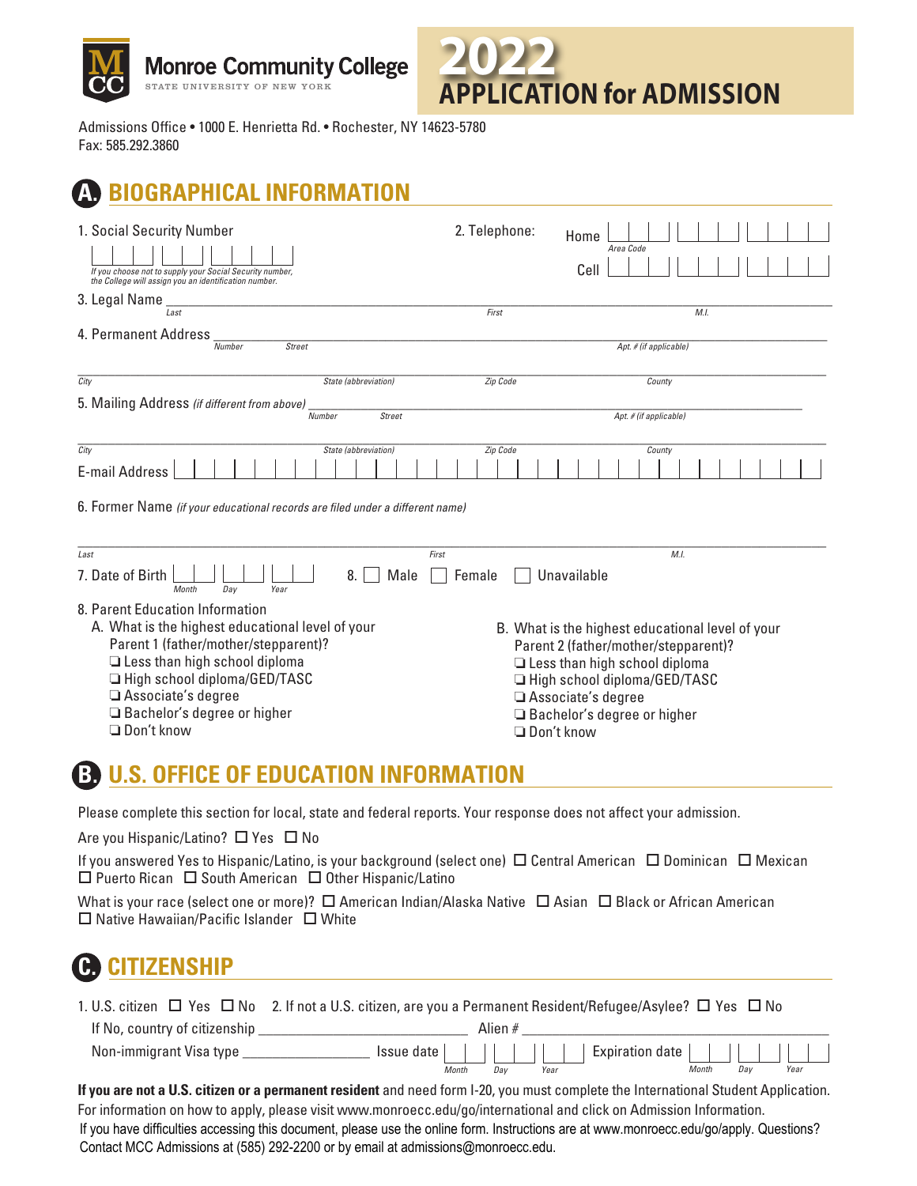Monroe Community College
STATE UNIVERSITY OF NEW YORK

# 2022 APPLICATION for ADMISSION

Admissions Office • 1000 E. Henrietta Rd. • Rochester, NY 14623-5780
Fax: 585.292.3860

## A. BIOGRAPHICAL INFORMATION

1. Social Security Number ___ ___ ___ - ___ ___ - ___ ___ ___ ___

*If you choose not to supply your Social Security number, the College will assign you an identification number.*

2. Telephone: Home ___ ___ ___ (*Area Code*) ___ ___ ___ ___ ___ ___ ___
Cell ___ ___ ___ ___ ___ ___ ___ ___ ___ ___

3. Legal Name ______________________ *Last* ______________________ *First* ______ *M.I.*

4. Permanent Address ______ *Number* ______________ *Street* ______________ *Apt. # (if applicable)*

______________ *City* ______ *State (abbreviation)* ______ *Zip Code* ______ *County*

5. Mailing Address *(if different from above)* ______ *Number* ______________ *Street* ______________ *Apt. # (if applicable)*

______________ *City* ______ *State (abbreviation)* ______ *Zip Code* ______ *County*

E-mail Address ______________________________________

6. Former Name *(if your educational records are filed under a different name)*

______________________ *Last* ______________________ *First* ______ *M.I.*

7. Date of Birth ___ ___ *Month* ___ ___ *Day* ___ ___ *Year*

8. ☐ Male ☐ Female ☐ Unavailable

8. Parent Education Information

A. What is the highest educational level of your Parent 1 (father/mother/stepparent)?
- ❏ Less than high school diploma
- ❏ High school diploma/GED/TASC
- ❏ Associate's degree
- ❏ Bachelor's degree or higher
- ❏ Don't know

B. What is the highest educational level of your Parent 2 (father/mother/stepparent)?
- ❏ Less than high school diploma
- ❏ High school diploma/GED/TASC
- ❏ Associate's degree
- ❏ Bachelor's degree or higher
- ❏ Don't know

## B. U.S. OFFICE OF EDUCATION INFORMATION

Please complete this section for local, state and federal reports. Your response does not affect your admission.

Are you Hispanic/Latino? ☐ Yes ☐ No

If you answered Yes to Hispanic/Latino, is your background (select one) ☐ Central American ☐ Dominican ☐ Mexican ☐ Puerto Rican ☐ South American ☐ Other Hispanic/Latino

What is your race (select one or more)? ☐ American Indian/Alaska Native ☐ Asian ☐ Black or African American ☐ Native Hawaiian/Pacific Islander ☐ White

## C. CITIZENSHIP

1. U.S. citizen ☐ Yes ☐ No 2. If not a U.S. citizen, are you a Permanent Resident/Refugee/Asylee? ☐ Yes ☐ No

If No, country of citizenship ______________________ Alien # ______________________

Non-immigrant Visa type ______________ Issue date ___ ___ *Month* ___ ___ *Day* ___ ___ *Year* Expiration date ___ ___ *Month* ___ ___ *Day* ___ ___ *Year*

**If you are not a U.S. citizen or a permanent resident** and need form I-20, you must complete the International Student Application. For information on how to apply, please visit www.monroecc.edu/go/international and click on Admission Information.

If you have difficulties accessing this document, please use the online form. Instructions are at www.monroecc.edu/go/apply. Questions? Contact MCC Admissions at (585) 292-2200 or by email at admissions@monroecc.edu.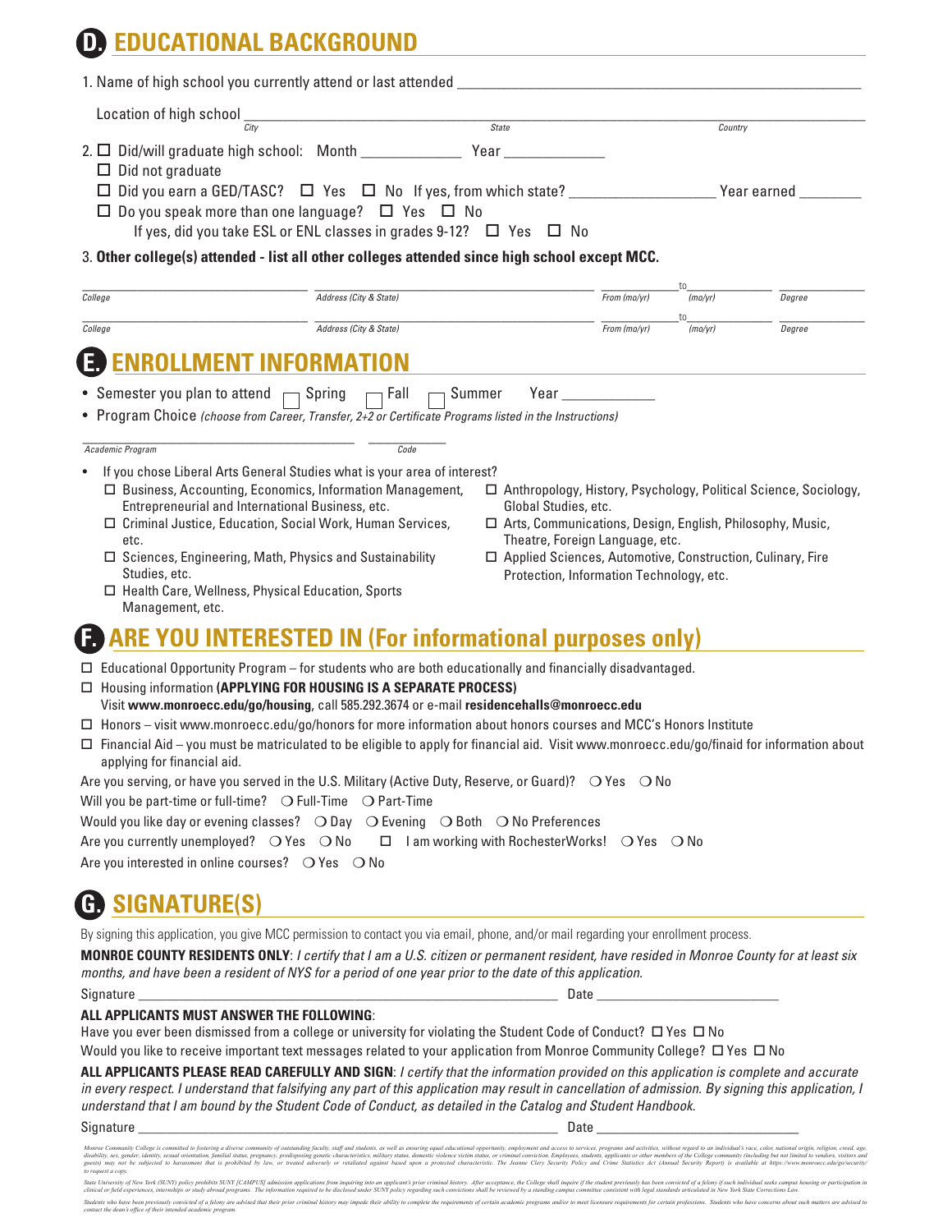## D. EDUCATIONAL BACKGROUND

1. Name of high school you currently attend or last attended ______________________________

   Location of high school ______________________________
   City State Country

2. ☐ Did/will graduate high school: Month ____________ Year ____________
   ☐ Did not graduate
   ☐ Did you earn a GED/TASC? ☐ Yes ☐ No If yes, from which state? ________________ Year earned ________
   ☐ Do you speak more than one language? ☐ Yes ☐ No
   If yes, did you take ESL or ENL classes in grades 9-12? ☐ Yes ☐ No

3. **Other college(s) attended - list all other colleges attended since high school except MCC.**

| College | Address (City & State) | From (mo/yr) | to (mo/yr) | Degree |
|---|---|---|---|---|
| | | | | |
| | | | | |

## E. ENROLLMENT INFORMATION

- Semester you plan to attend ☐ Spring ☐ Fall ☐ Summer Year ____________
- Program Choice *(choose from Career, Transfer, 2+2 or Certificate Programs listed in the Instructions)*

______________________________ ____________
*Academic Program* *Code*

- If you chose Liberal Arts General Studies what is your area of interest?
  - ☐ Business, Accounting, Economics, Information Management, Entrepreneurial and International Business, etc.
  - ☐ Criminal Justice, Education, Social Work, Human Services, etc.
  - ☐ Sciences, Engineering, Math, Physics and Sustainability Studies, etc.
  - ☐ Health Care, Wellness, Physical Education, Sports Management, etc.
  - ☐ Anthropology, History, Psychology, Political Science, Sociology, Global Studies, etc.
  - ☐ Arts, Communications, Design, English, Philosophy, Music, Theatre, Foreign Language, etc.
  - ☐ Applied Sciences, Automotive, Construction, Culinary, Fire Protection, Information Technology, etc.

## F. ARE YOU INTERESTED IN (For informational purposes only)

☐ Educational Opportunity Program – for students who are both educationally and financially disadvantaged.

☐ Housing information **(APPLYING FOR HOUSING IS A SEPARATE PROCESS)**
Visit **www.monroecc.edu/go/housing**, call 585.292.3674 or e-mail **residencehalls@monroecc.edu**

☐ Honors – visit www.monroecc.edu/go/honors for more information about honors courses and MCC's Honors Institute

☐ Financial Aid – you must be matriculated to be eligible to apply for financial aid. Visit www.monroecc.edu/go/finaid for information about applying for financial aid.

Are you serving, or have you served in the U.S. Military (Active Duty, Reserve, or Guard)? ❍ Yes ❍ No

Will you be part-time or full-time? ❍ Full-Time ❍ Part-Time

Would you like day or evening classes? ❍ Day ❍ Evening ❍ Both ❍ No Preferences

Are you currently unemployed? ❍ Yes ❍ No ☐ I am working with RochesterWorks! ❍ Yes ❍ No

Are you interested in online courses? ❍ Yes ❍ No

## G. SIGNATURE(S)

By signing this application, you give MCC permission to contact you via email, phone, and/or mail regarding your enrollment process.

**MONROE COUNTY RESIDENTS ONLY**: *I certify that I am a U.S. citizen or permanent resident, have resided in Monroe County for at least six months, and have been a resident of NYS for a period of one year prior to the date of this application.*

Signature ______________________________ Date ____________________

**ALL APPLICANTS MUST ANSWER THE FOLLOWING**:

Have you ever been dismissed from a college or university for violating the Student Code of Conduct? ☐ Yes ☐ No

Would you like to receive important text messages related to your application from Monroe Community College? ☐ Yes ☐ No

**ALL APPLICANTS PLEASE READ CAREFULLY AND SIGN**: *I certify that the information provided on this application is complete and accurate in every respect. I understand that falsifying any part of this application may result in cancellation of admission. By signing this application, I understand that I am bound by the Student Code of Conduct, as detailed in the Catalog and Student Handbook.*

Signature ______________________________ Date ____________________

*Monroe Community College is committed to fostering a diverse community of outstanding faculty, staff and students, as well as ensuring equal educational opportunity, employment and access to services, programs and activities, without regard to an individual's race, color, national origin, religion, creed, age, disability, sex, gender, identity, sexual orientation, familial status, pregnancy, predisposing genetic characteristics, military status, domestic violence victim status, or criminal conviction. Employees, students, applicants or other members of the College community (including but not limited to vendors, visitors and guests) may not be subjected to harassment that is prohibited by law, or treated adversely or retaliated against based upon a protected characteristic. The Jeanne Clery Security Policy and Crime Statistics Act (Annual Security Report) is available at https://www.monroecc.edu/go/security/ to request a copy.*

*State University of New York (SUNY) policy prohibits SUNY [CAMPUS] admission applications from inquiring into an applicant's prior criminal history. After acceptance, the College shall inquire if the student previously has been convicted of a felony if such individual seeks campus housing or participation in clinical or field experiences, internships or study abroad programs. The information required to be disclosed under SUNY policy regarding such convictions shall be reviewed by a standing campus committee consistent with legal standards articulated in New York State Corrections Law.*

*Students who have been previously convicted of a felony are advised that their prior criminal history may impede their ability to complete the requirements of certain academic programs and/or to meet licensure requirements for certain professions. Students who have concerns about such matters are advised to contact the dean's office of their intended academic program.*